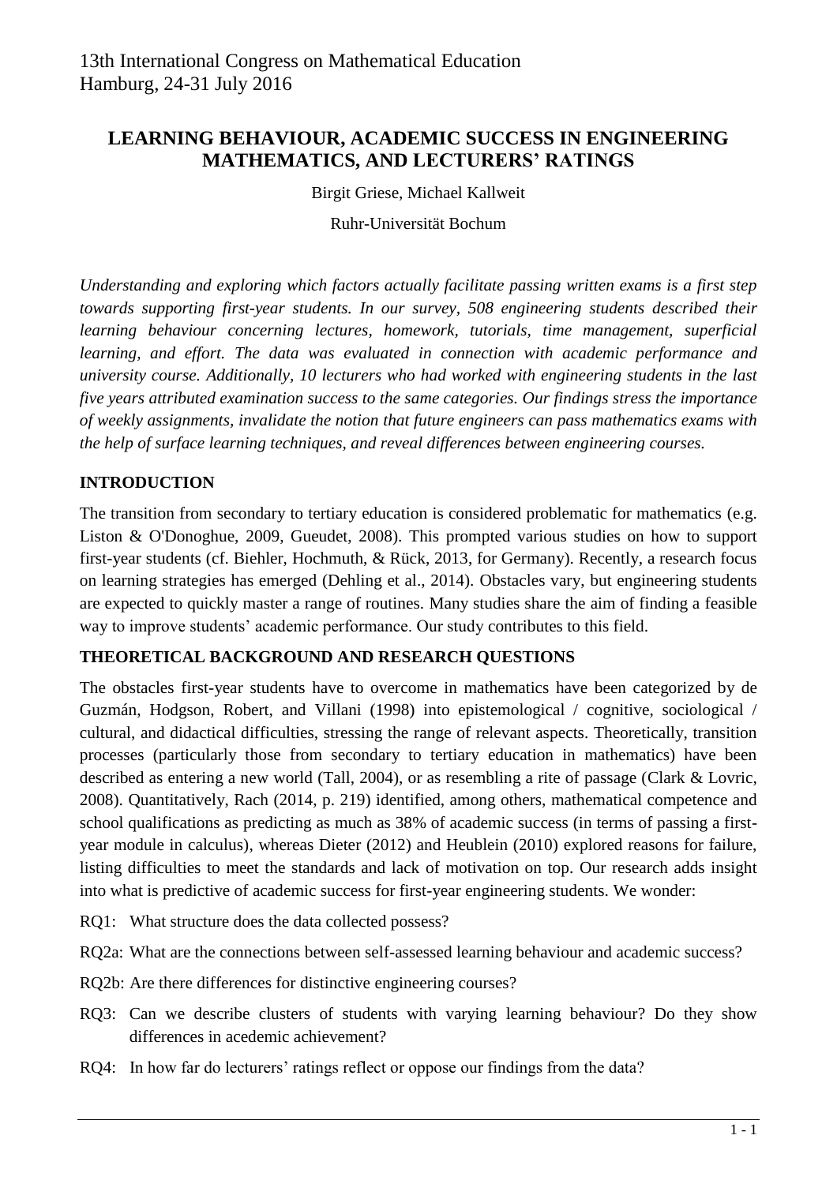13th International Congress on Mathematical Education
Hamburg, 24-31 July 2016

# LEARNING BEHAVIOUR, ACADEMIC SUCCESS IN ENGINEERING MATHEMATICS, AND LECTURERS' RATINGS

Birgit Griese, Michael Kallweit

Ruhr-Universität Bochum

*Understanding and exploring which factors actually facilitate passing written exams is a first step towards supporting first-year students. In our survey, 508 engineering students described their learning behaviour concerning lectures, homework, tutorials, time management, superficial learning, and effort. The data was evaluated in connection with academic performance and university course. Additionally, 10 lecturers who had worked with engineering students in the last five years attributed examination success to the same categories. Our findings stress the importance of weekly assignments, invalidate the notion that future engineers can pass mathematics exams with the help of surface learning techniques, and reveal differences between engineering courses.*

## INTRODUCTION

The transition from secondary to tertiary education is considered problematic for mathematics (e.g. Liston & O'Donoghue, 2009, Gueudet, 2008). This prompted various studies on how to support first-year students (cf. Biehler, Hochmuth, & Rück, 2013, for Germany). Recently, a research focus on learning strategies has emerged (Dehling et al., 2014). Obstacles vary, but engineering students are expected to quickly master a range of routines. Many studies share the aim of finding a feasible way to improve students' academic performance. Our study contributes to this field.

## THEORETICAL BACKGROUND AND RESEARCH QUESTIONS

The obstacles first-year students have to overcome in mathematics have been categorized by de Guzmán, Hodgson, Robert, and Villani (1998) into epistemological / cognitive, sociological / cultural, and didactical difficulties, stressing the range of relevant aspects. Theoretically, transition processes (particularly those from secondary to tertiary education in mathematics) have been described as entering a new world (Tall, 2004), or as resembling a rite of passage (Clark & Lovric, 2008). Quantitatively, Rach (2014, p. 219) identified, among others, mathematical competence and school qualifications as predicting as much as 38% of academic success (in terms of passing a first-year module in calculus), whereas Dieter (2012) and Heublein (2010) explored reasons for failure, listing difficulties to meet the standards and lack of motivation on top. Our research adds insight into what is predictive of academic success for first-year engineering students. We wonder:

- RQ1: What structure does the data collected possess?
- RQ2a: What are the connections between self-assessed learning behaviour and academic success?
- RQ2b: Are there differences for distinctive engineering courses?
- RQ3: Can we describe clusters of students with varying learning behaviour? Do they show differences in acedemic achievement?
- RQ4: In how far do lecturers' ratings reflect or oppose our findings from the data?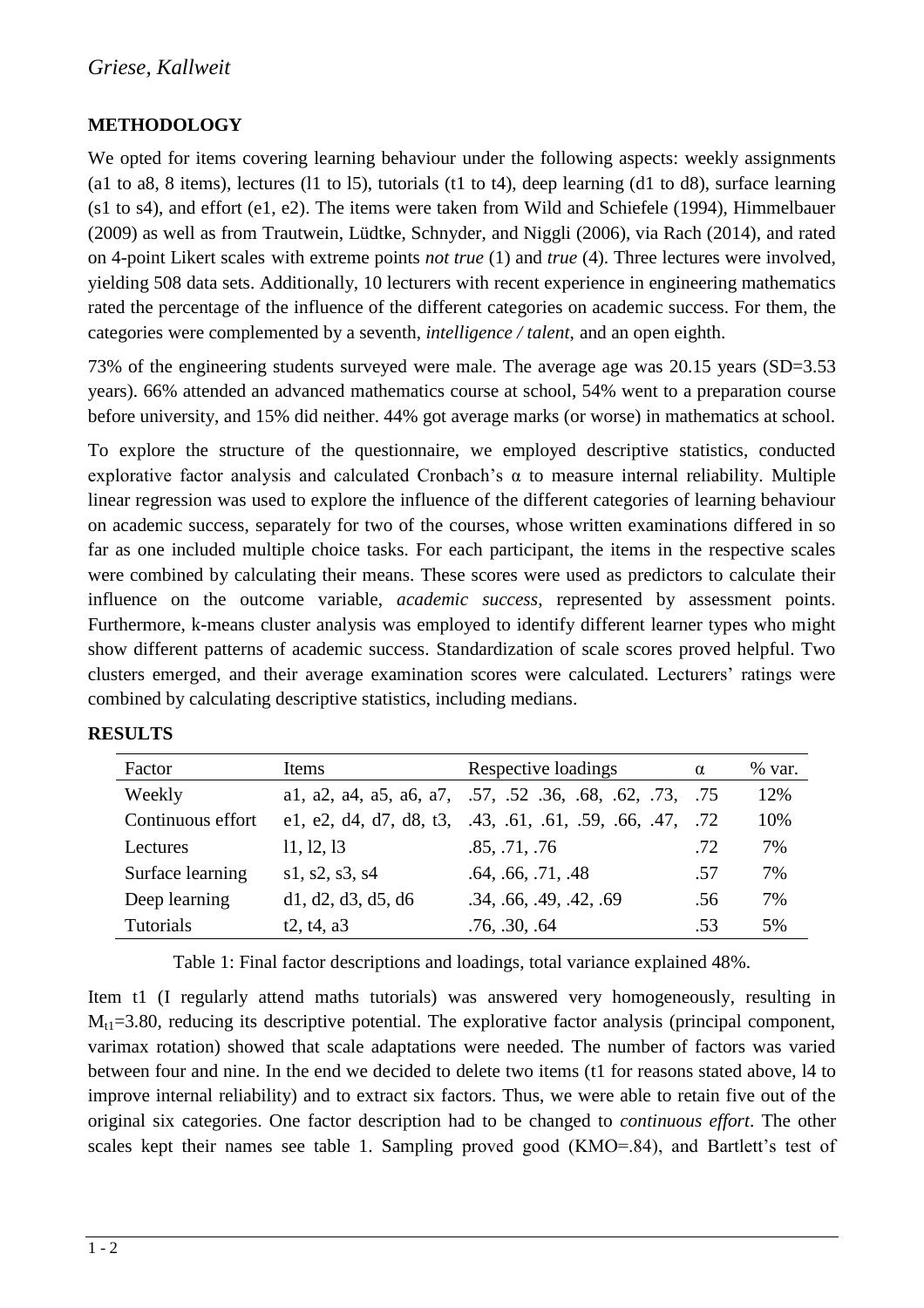## METHODOLOGY

We opted for items covering learning behaviour under the following aspects: weekly assignments (a1 to a8, 8 items), lectures (l1 to l5), tutorials (t1 to t4), deep learning (d1 to d8), surface learning (s1 to s4), and effort (e1, e2). The items were taken from Wild and Schiefele (1994), Himmelbauer (2009) as well as from Trautwein, Lüdtke, Schnyder, and Niggli (2006), via Rach (2014), and rated on 4-point Likert scales with extreme points *not true* (1) and *true* (4). Three lectures were involved, yielding 508 data sets. Additionally, 10 lecturers with recent experience in engineering mathematics rated the percentage of the influence of the different categories on academic success. For them, the categories were complemented by a seventh, *intelligence / talent*, and an open eighth.

73% of the engineering students surveyed were male. The average age was 20.15 years (SD=3.53 years). 66% attended an advanced mathematics course at school, 54% went to a preparation course before university, and 15% did neither. 44% got average marks (or worse) in mathematics at school.

To explore the structure of the questionnaire, we employed descriptive statistics, conducted explorative factor analysis and calculated Cronbach's α to measure internal reliability. Multiple linear regression was used to explore the influence of the different categories of learning behaviour on academic success, separately for two of the courses, whose written examinations differed in so far as one included multiple choice tasks. For each participant, the items in the respective scales were combined by calculating their means. These scores were used as predictors to calculate their influence on the outcome variable, *academic success*, represented by assessment points. Furthermore, k-means cluster analysis was employed to identify different learner types who might show different patterns of academic success. Standardization of scale scores proved helpful. Two clusters emerged, and their average examination scores were calculated. Lecturers' ratings were combined by calculating descriptive statistics, including medians.

## RESULTS

| Factor | Items | Respective loadings | α | % var. |
|---|---|---|---|---|
| Weekly | a1, a2, a4, a5, a6, a7, | .57, .52 .36, .68, .62, .73, | .75 | 12% |
| Continuous effort | e1, e2, d4, d7, d8, t3, | .43, .61, .61, .59, .66, .47, | .72 | 10% |
| Lectures | l1, l2, l3 | .85, .71, .76 | .72 | 7% |
| Surface learning | s1, s2, s3, s4 | .64, .66, .71, .48 | .57 | 7% |
| Deep learning | d1, d2, d3, d5, d6 | .34, .66, .49, .42, .69 | .56 | 7% |
| Tutorials | t2, t4, a3 | .76, .30, .64 | .53 | 5% |

Table 1: Final factor descriptions and loadings, total variance explained 48%.

Item t1 (I regularly attend maths tutorials) was answered very homogeneously, resulting in $M_{t1}$=3.80, reducing its descriptive potential. The explorative factor analysis (principal component, varimax rotation) showed that scale adaptations were needed. The number of factors was varied between four and nine. In the end we decided to delete two items (t1 for reasons stated above, l4 to improve internal reliability) and to extract six factors. Thus, we were able to retain five out of the original six categories. One factor description had to be changed to *continuous effort*. The other scales kept their names see table 1. Sampling proved good (KMO=.84), and Bartlett's test of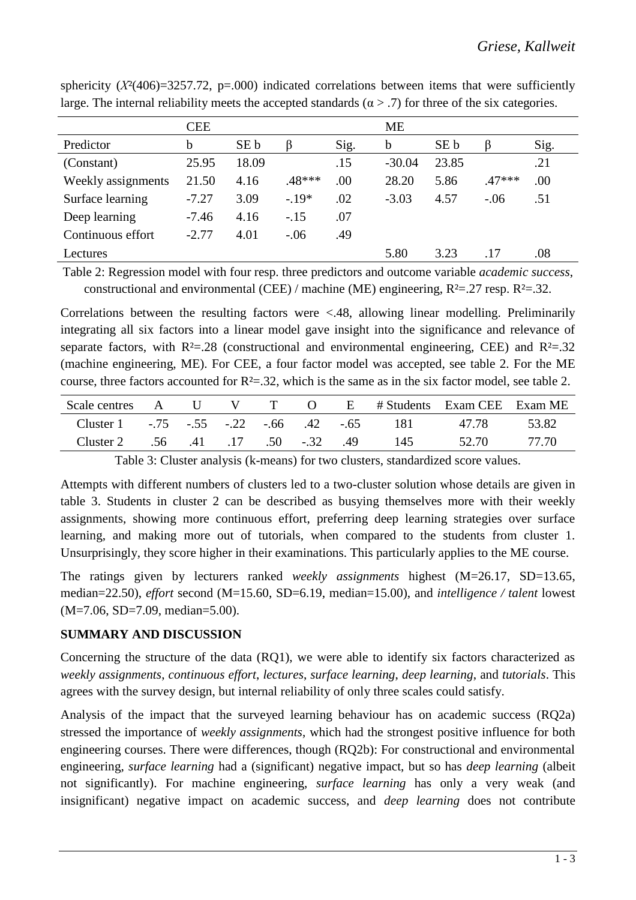sphericity ($X^2$(406)=3257.72, p=.000) indicated correlations between items that were sufficiently large. The internal reliability meets the accepted standards ($\alpha > .7$) for three of the six categories.

| | CEE | | | | ME | | | |
|---|---|---|---|---|---|---|---|---|
| Predictor | b | SE b | β | Sig. | b | SE b | β | Sig. |
| (Constant) | 25.95 | 18.09 | | .15 | -30.04 | 23.85 | | .21 |
| Weekly assignments | 21.50 | 4.16 | .48*** | .00 | 28.20 | 5.86 | .47*** | .00 |
| Surface learning | -7.27 | 3.09 | -.19* | .02 | -3.03 | 4.57 | -.06 | .51 |
| Deep learning | -7.46 | 4.16 | -.15 | .07 | | | | |
| Continuous effort | -2.77 | 4.01 | -.06 | .49 | | | | |
| Lectures | | | | | 5.80 | 3.23 | .17 | .08 |

Table 2: Regression model with four resp. three predictors and outcome variable *academic success*, constructional and environmental (CEE) / machine (ME) engineering, $R^2$=.27 resp. $R^2$=.32.

Correlations between the resulting factors were <.48, allowing linear modelling. Preliminarily integrating all six factors into a linear model gave insight into the significance and relevance of separate factors, with $R^2$=.28 (constructional and environmental engineering, CEE) and $R^2$=.32 (machine engineering, ME). For CEE, a four factor model was accepted, see table 2. For the ME course, three factors accounted for $R^2$=.32, which is the same as in the six factor model, see table 2.

| Scale centres | A | U | V | T | O | E | # Students | Exam CEE | Exam ME |
|---|---|---|---|---|---|---|---|---|---|
| Cluster 1 | -.75 | -.55 | -.22 | -.66 | .42 | -.65 | 181 | 47.78 | 53.82 |
| Cluster 2 | .56 | .41 | .17 | .50 | -.32 | .49 | 145 | 52.70 | 77.70 |

Table 3: Cluster analysis (k-means) for two clusters, standardized score values.

Attempts with different numbers of clusters led to a two-cluster solution whose details are given in table 3. Students in cluster 2 can be described as busying themselves more with their weekly assignments, showing more continuous effort, preferring deep learning strategies over surface learning, and making more out of tutorials, when compared to the students from cluster 1. Unsurprisingly, they score higher in their examinations. This particularly applies to the ME course.

The ratings given by lecturers ranked *weekly assignments* highest (M=26.17, SD=13.65, median=22.50), *effort* second (M=15.60, SD=6.19, median=15.00), and *intelligence / talent* lowest (M=7.06, SD=7.09, median=5.00).

## SUMMARY AND DISCUSSION

Concerning the structure of the data (RQ1), we were able to identify six factors characterized as *weekly assignments*, *continuous effort*, *lectures*, *surface learning*, *deep learning*, and *tutorials*. This agrees with the survey design, but internal reliability of only three scales could satisfy.

Analysis of the impact that the surveyed learning behaviour has on academic success (RQ2a) stressed the importance of *weekly assignments*, which had the strongest positive influence for both engineering courses. There were differences, though (RQ2b): For constructional and environmental engineering, *surface learning* had a (significant) negative impact, but so has *deep learning* (albeit not significantly). For machine engineering, *surface learning* has only a very weak (and insignificant) negative impact on academic success, and *deep learning* does not contribute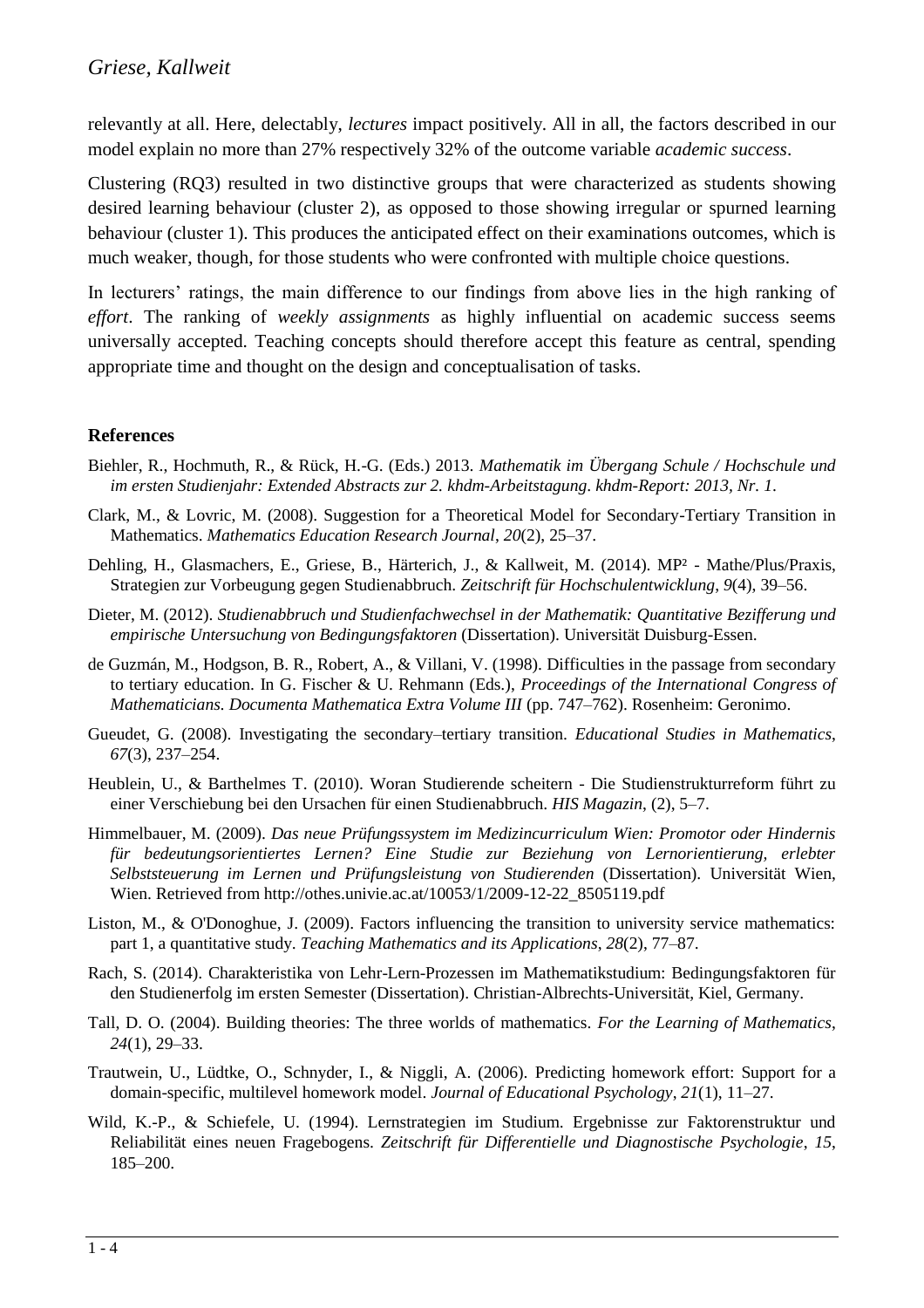relevantly at all. Here, delectably, *lectures* impact positively. All in all, the factors described in our model explain no more than 27% respectively 32% of the outcome variable *academic success*.

Clustering (RQ3) resulted in two distinctive groups that were characterized as students showing desired learning behaviour (cluster 2), as opposed to those showing irregular or spurned learning behaviour (cluster 1). This produces the anticipated effect on their examinations outcomes, which is much weaker, though, for those students who were confronted with multiple choice questions.

In lecturers' ratings, the main difference to our findings from above lies in the high ranking of *effort*. The ranking of *weekly assignments* as highly influential on academic success seems universally accepted. Teaching concepts should therefore accept this feature as central, spending appropriate time and thought on the design and conceptualisation of tasks.

## References

Biehler, R., Hochmuth, R., & Rück, H.-G. (Eds.) 2013. *Mathematik im Übergang Schule / Hochschule und im ersten Studienjahr: Extended Abstracts zur 2. khdm-Arbeitstagung. khdm-Report: 2013, Nr. 1*.

Clark, M., & Lovric, M. (2008). Suggestion for a Theoretical Model for Secondary-Tertiary Transition in Mathematics. *Mathematics Education Research Journal*, *20*(2), 25–37.

Dehling, H., Glasmachers, E., Griese, B., Härterich, J., & Kallweit, M. (2014). MP² - Mathe/Plus/Praxis, Strategien zur Vorbeugung gegen Studienabbruch. *Zeitschrift für Hochschulentwicklung*, *9*(4), 39–56.

Dieter, M. (2012). *Studienabbruch und Studienfachwechsel in der Mathematik: Quantitative Bezifferung und empirische Untersuchung von Bedingungsfaktoren* (Dissertation). Universität Duisburg-Essen.

de Guzmán, M., Hodgson, B. R., Robert, A., & Villani, V. (1998). Difficulties in the passage from secondary to tertiary education. In G. Fischer & U. Rehmann (Eds.), *Proceedings of the International Congress of Mathematicians. Documenta Mathematica Extra Volume III* (pp. 747–762). Rosenheim: Geronimo.

Gueudet, G. (2008). Investigating the secondary–tertiary transition. *Educational Studies in Mathematics*, *67*(3), 237–254.

Heublein, U., & Barthelmes T. (2010). Woran Studierende scheitern - Die Studienstrukturreform führt zu einer Verschiebung bei den Ursachen für einen Studienabbruch. *HIS Magazin*, (2), 5–7.

Himmelbauer, M. (2009). *Das neue Prüfungssystem im Medizincurriculum Wien: Promotor oder Hindernis für bedeutungsorientiertes Lernen? Eine Studie zur Beziehung von Lernorientierung, erlebter Selbststeuerung im Lernen und Prüfungsleistung von Studierenden* (Dissertation). Universität Wien, Wien. Retrieved from http://othes.univie.ac.at/10053/1/2009-12-22_8505119.pdf

Liston, M., & O'Donoghue, J. (2009). Factors influencing the transition to university service mathematics: part 1, a quantitative study. *Teaching Mathematics and its Applications*, *28*(2), 77–87.

Rach, S. (2014). Charakteristika von Lehr-Lern-Prozessen im Mathematikstudium: Bedingungsfaktoren für den Studienerfolg im ersten Semester (Dissertation). Christian-Albrechts-Universität, Kiel, Germany.

Tall, D. O. (2004). Building theories: The three worlds of mathematics. *For the Learning of Mathematics*, *24*(1), 29–33.

Trautwein, U., Lüdtke, O., Schnyder, I., & Niggli, A. (2006). Predicting homework effort: Support for a domain-specific, multilevel homework model. *Journal of Educational Psychology*, *21*(1), 11–27.

Wild, K.-P., & Schiefele, U. (1994). Lernstrategien im Studium. Ergebnisse zur Faktorenstruktur und Reliabilität eines neuen Fragebogens. *Zeitschrift für Differentielle und Diagnostische Psychologie*, *15*, 185–200.